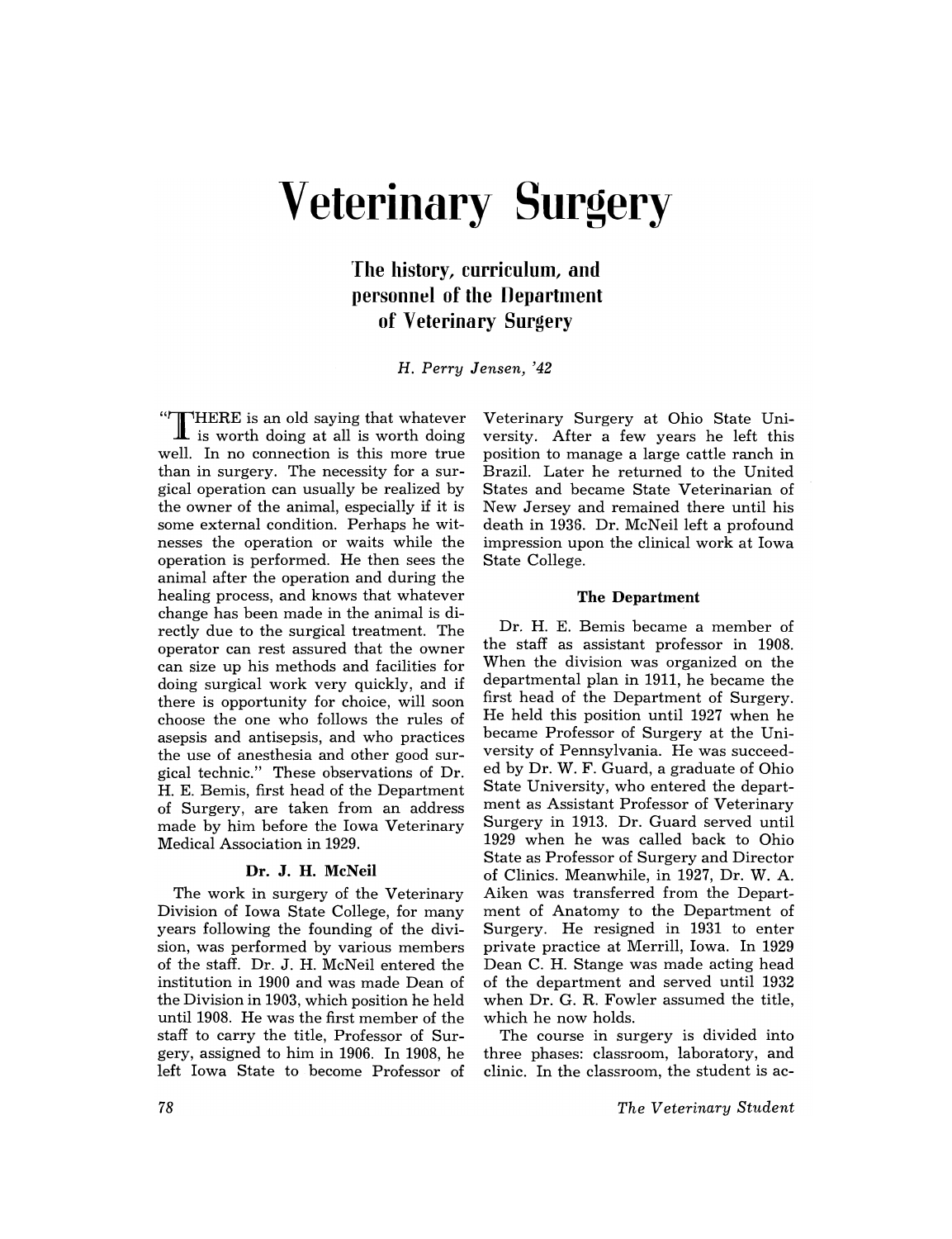# Veterinary Surgery

## The history, curriculum, and personnel of the Department of Veterinary Surgery

*H. Perry Jensen, '42*

"THERE is an old saying that whatever is worth doing at all is worth doing well. In no connection is this more true than in surgery. The necessity for a surgical operation can usually be realized by the owner of the animal, especially if it is some external condition. Perhaps he witnesses the operation or waits while the operation is performed. He then sees the animal after the operation and during the healing process, and knows that whatever change has been made in the animal is directly due to the surgical treatment. The operator can rest assured that the owner can size up his methods and facilities for doing surgical work very quickly, and if there is opportunity for choice, will soon choose the one who follows the rules of asepsis and antisepsis, and who practices the use of anesthesia and other good surgical technic." These observations of Dr. H. E. Bemis, first head of the Department of Surgery, are taken from an address made by him before the Iowa Veterinary Medical Association in 1929.

### Dr. J. H. McNeil

The work in surgery of the Veterinary Division of Iowa State College, for many years following the founding of the division, was performed by various members of the staff. Dr. J. H. McNeil entered the institution in 1900 and was made Dean of the Division in 1903, which position he held until 1908. He was the first member of the staff to carry the title, Professor of Surgery, assigned to him in 1906. In 1908, he left Iowa State to become Professor of Veterinary Surgery at Ohio State University. After a few years he left this position to manage a large cattle ranch in Brazil. Later he returned to the United States and became State Veterinarian of New Jersey and remained there until his death in 1936. Dr. McNeil left a profound impression upon the clinical work at Iowa State College.

### The Department

Dr. H. E. Bemis became a member of the staff as assistant professor in 1908. When the division was organized on the departmental plan in 1911, he became the first head of the Department of Surgery. He held this position until 1927 when he became Professor of Surgery at the University of Pennsylvania. He was succeeded by Dr. W. F. Guard, a graduate of Ohio State University, who entered the department as Assistant Professor of Veterinary Surgery in 1913. Dr. Guard served until 1929 when he was called back to Ohio State as Professor of Surgery and Director of Clinics. Meanwhile, in 1927, Dr. W. A. Aiken was transferred from the Department of Anatomy to the Department of Surgery. He resigned in 1931 to enter private practice at Merrill, Iowa. In 1929 Dean C. H. Stange was made acting head of the department and served until 1932 when Dr. G. R. Fowler assumed the title, which he now holds.

The course in surgery is divided into three phases: classroom, laboratory, and clinic. In the classroom, the student is ac-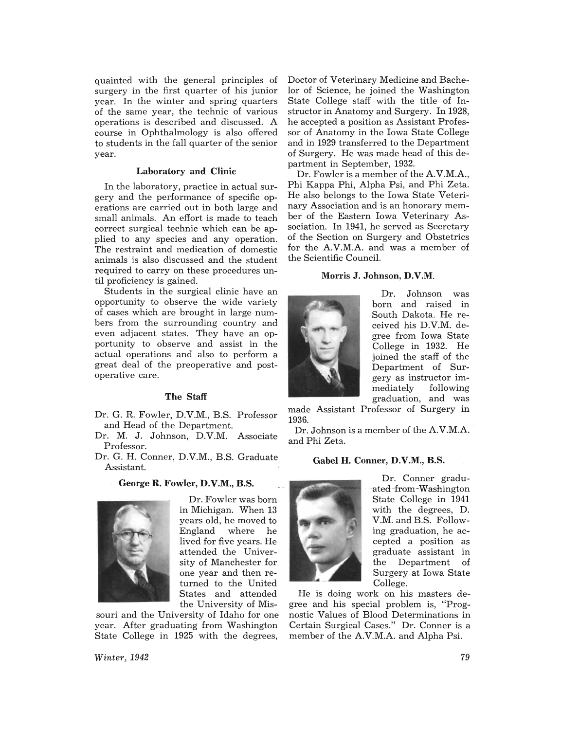quainted with the general principles of surgery in the first quarter of his junior year. In the winter and spring quarters of the same year, the technic of various operations is described and discussed. A course in Ophthalmology is also offered to students in the fall quarter of the senior year.

### Laboratory and Clinic

In the laboratory, practice in actual surgery and the performance of specific operations are carried out in both large and small animals. An effort is made to teach correct surgical technic which can be applied to any species and any operation. The restraint and medication of domestic animals is also discussed and the student required to carry on these procedures until proficiency is gained.

Students in the surgical clinic have an opportunity to observe the wide variety of cases which are brought in large numbers from the surrounding country and even adjacent states. They have an opportunity to observe and assist in the actual operations and also to perform a great deal of the preoperative and postoperative care.

### The Staff

Dr. G. R. Fowler, D.V.M., B.S. Professor and Head of the Department.

Dr. M. J. Johnson, D.V.M. Associate Professor.

Dr. G. H. Conner, D.V.M., B.S. Graduate Assistant.

### George R. Fowler, D.V.M., B.S.

Dr. Fowler was born in Michigan. When 13 years old, he moved to England where he lived for five years. He attended the University of Manchester for one year and then returned to the United States and attended the University of Missouri and the University of Idaho for one year. After graduating from Washington State College in 1925 with the degrees, Doctor of Veterinary Medicine and Bachelor of Science, he joined the Washington State College staff with the title of Instructor in Anatomy and Surgery. In 1928, he accepted a position as Assistant Professor of Anatomy in the Iowa State College and in 1929 transferred to the Department of Surgery. He was made head of this department in September, 1932.

Dr. Fowler is a member of the A.V.M.A., Phi Kappa Phi, Alpha Psi, and Phi Zeta. He also belongs to the Iowa State Veterinary Association and is an honorary member of the Eastern Iowa Veterinary Association. In 1941, he served as Secretary of the Section on Surgery and Obstetrics for the A.V.M.A. and was a member of the Scientific Council.

### Morris J. Johnson, D.V.M.

Dr. Johnson was born and raised in South Dakota. He received his D.V.M. degree from Iowa State College in 1932. He joined the staff of the Department of Surgery as instructor immediately following graduation, and was made Assistant Professor of Surgery in 1936.

Dr. Johnson is a member of the A.V.M.A. and Phi Zeta.

### Gabel H. Conner, D.V.M., B.S.

Dr. Conner graduated from Washington State College in 1941 with the degrees, D.V.M. and B.S. Following graduation, he accepted a position as graduate assistant in the Department of Surgery at Iowa State College.

He is doing work on his masters degree and his special problem is, "Prognostic Values of Blood Determinations in Certain Surgical Cases." Dr. Conner is a member of the A.V.M.A. and Alpha Psi.